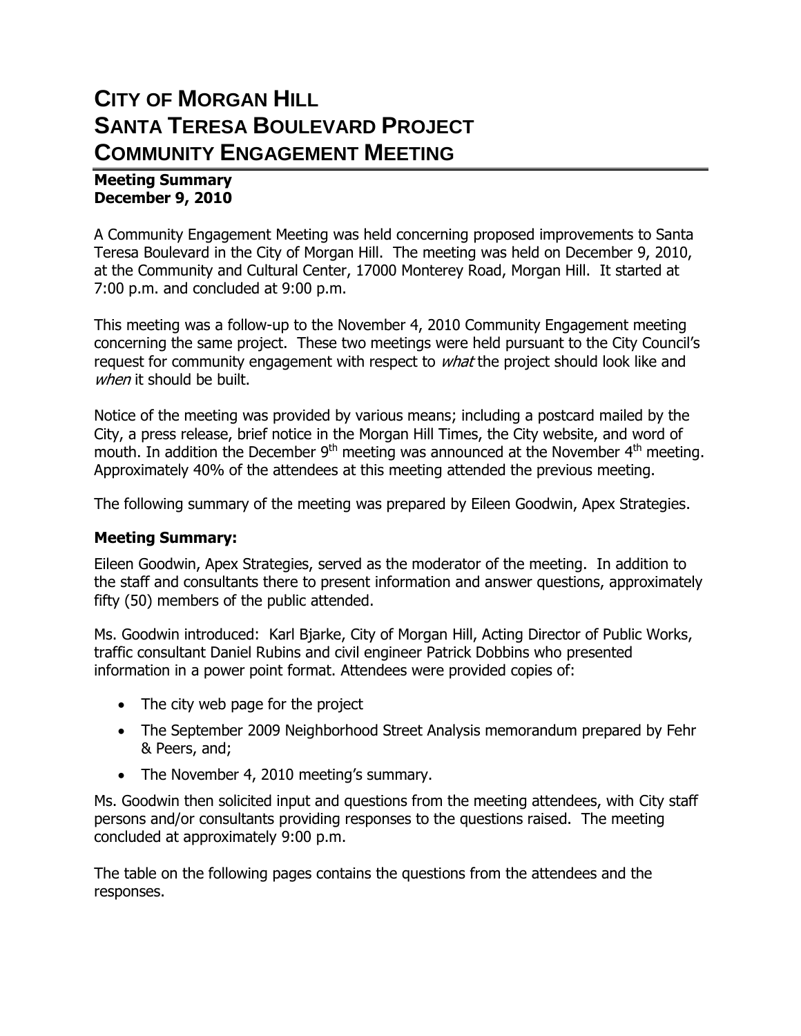# CITY OF MORGAN HILL
# SANTA TERESA BOULEVARD PROJECT
# COMMUNITY ENGAGEMENT MEETING

**Meeting Summary**
**December 9, 2010**

A Community Engagement Meeting was held concerning proposed improvements to Santa Teresa Boulevard in the City of Morgan Hill. The meeting was held on December 9, 2010, at the Community and Cultural Center, 17000 Monterey Road, Morgan Hill. It started at 7:00 p.m. and concluded at 9:00 p.m.

This meeting was a follow-up to the November 4, 2010 Community Engagement meeting concerning the same project. These two meetings were held pursuant to the City Council's request for community engagement with respect to *what* the project should look like and *when* it should be built.

Notice of the meeting was provided by various means; including a postcard mailed by the City, a press release, brief notice in the Morgan Hill Times, the City website, and word of mouth. In addition the December 9th meeting was announced at the November 4th meeting. Approximately 40% of the attendees at this meeting attended the previous meeting.

The following summary of the meeting was prepared by Eileen Goodwin, Apex Strategies.

### Meeting Summary:

Eileen Goodwin, Apex Strategies, served as the moderator of the meeting. In addition to the staff and consultants there to present information and answer questions, approximately fifty (50) members of the public attended.

Ms. Goodwin introduced: Karl Bjarke, City of Morgan Hill, Acting Director of Public Works, traffic consultant Daniel Rubins and civil engineer Patrick Dobbins who presented information in a power point format. Attendees were provided copies of:

- The city web page for the project
- The September 2009 Neighborhood Street Analysis memorandum prepared by Fehr & Peers, and;
- The November 4, 2010 meeting's summary.

Ms. Goodwin then solicited input and questions from the meeting attendees, with City staff persons and/or consultants providing responses to the questions raised. The meeting concluded at approximately 9:00 p.m.

The table on the following pages contains the questions from the attendees and the responses.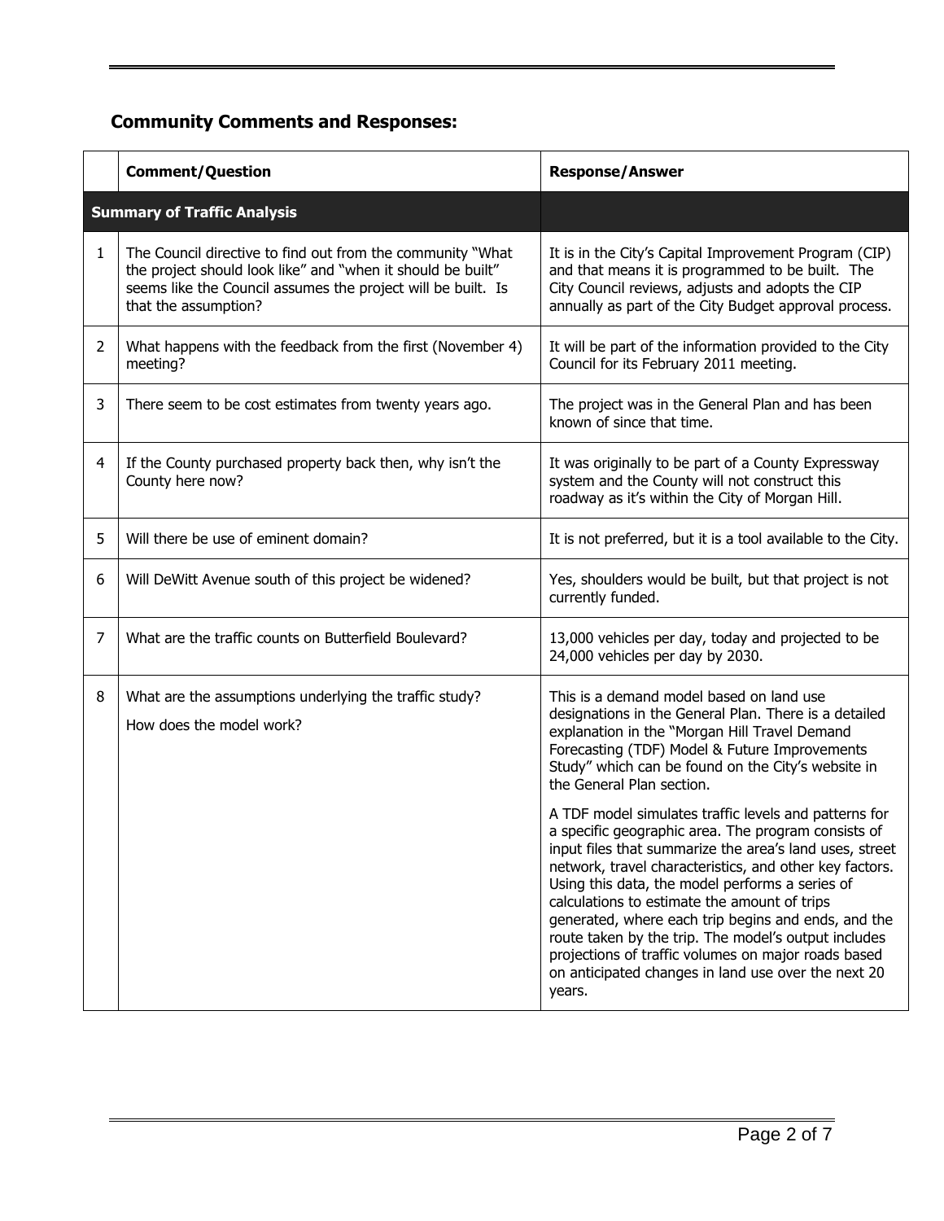## Community Comments and Responses:

| | Comment/Question | Response/Answer |
|---|---|---|
| **Summary of Traffic Analysis** | | |
| 1 | The Council directive to find out from the community "What the project should look like" and "when it should be built" seems like the Council assumes the project will be built. Is that the assumption? | It is in the City's Capital Improvement Program (CIP) and that means it is programmed to be built. The City Council reviews, adjusts and adopts the CIP annually as part of the City Budget approval process. |
| 2 | What happens with the feedback from the first (November 4) meeting? | It will be part of the information provided to the City Council for its February 2011 meeting. |
| 3 | There seem to be cost estimates from twenty years ago. | The project was in the General Plan and has been known of since that time. |
| 4 | If the County purchased property back then, why isn't the County here now? | It was originally to be part of a County Expressway system and the County will not construct this roadway as it's within the City of Morgan Hill. |
| 5 | Will there be use of eminent domain? | It is not preferred, but it is a tool available to the City. |
| 6 | Will DeWitt Avenue south of this project be widened? | Yes, shoulders would be built, but that project is not currently funded. |
| 7 | What are the traffic counts on Butterfield Boulevard? | 13,000 vehicles per day, today and projected to be 24,000 vehicles per day by 2030. |
| 8 | What are the assumptions underlying the traffic study?<br><br>How does the model work? | This is a demand model based on land use designations in the General Plan. There is a detailed explanation in the "Morgan Hill Travel Demand Forecasting (TDF) Model & Future Improvements Study" which can be found on the City's website in the General Plan section.<br><br>A TDF model simulates traffic levels and patterns for a specific geographic area. The program consists of input files that summarize the area's land uses, street network, travel characteristics, and other key factors. Using this data, the model performs a series of calculations to estimate the amount of trips generated, where each trip begins and ends, and the route taken by the trip. The model's output includes projections of traffic volumes on major roads based on anticipated changes in land use over the next 20 years. |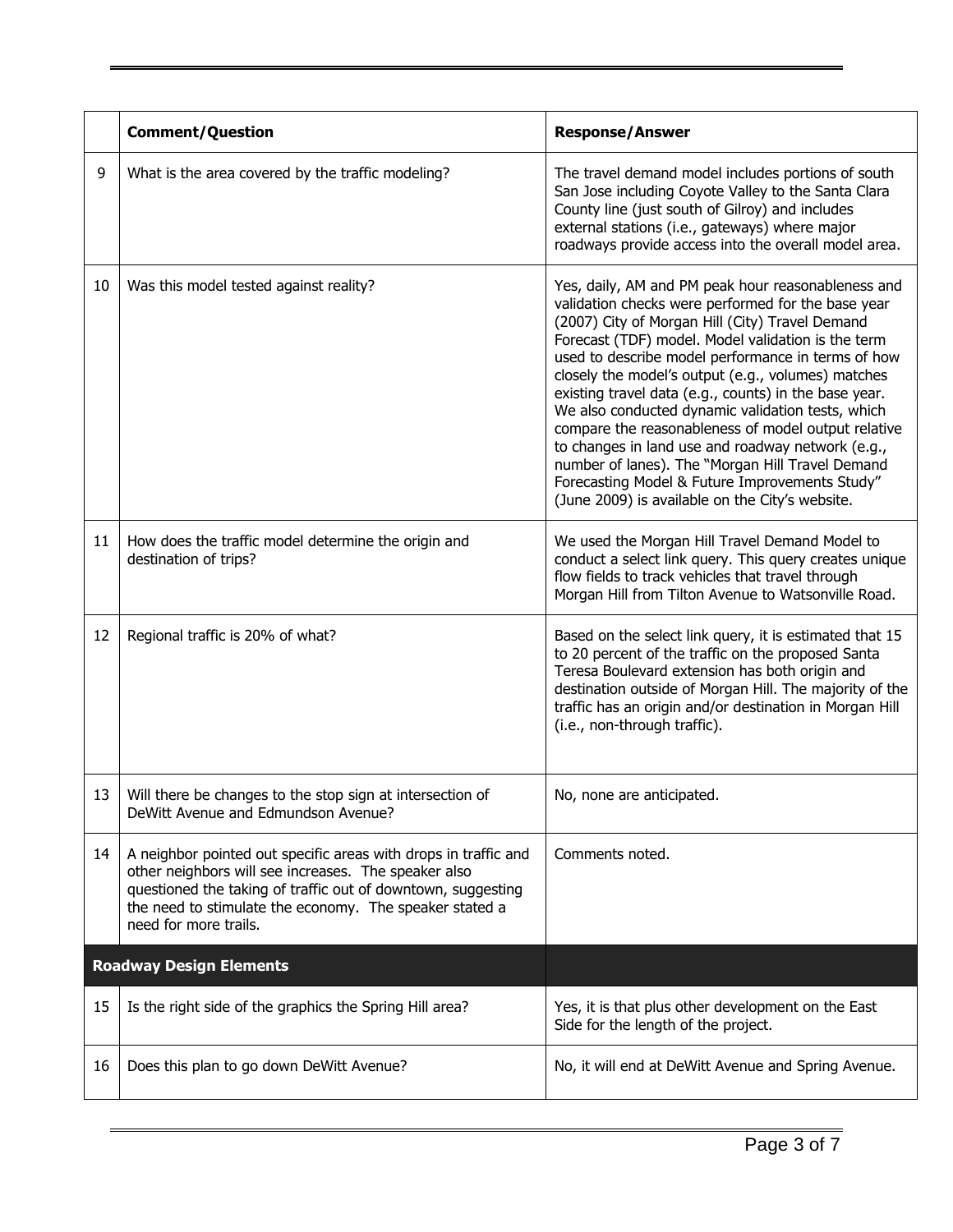| | Comment/Question | Response/Answer |
|---|---|---|
| 9 | What is the area covered by the traffic modeling? | The travel demand model includes portions of south San Jose including Coyote Valley to the Santa Clara County line (just south of Gilroy) and includes external stations (i.e., gateways) where major roadways provide access into the overall model area. |
| 10 | Was this model tested against reality? | Yes, daily, AM and PM peak hour reasonableness and validation checks were performed for the base year (2007) City of Morgan Hill (City) Travel Demand Forecast (TDF) model. Model validation is the term used to describe model performance in terms of how closely the model's output (e.g., volumes) matches existing travel data (e.g., counts) in the base year. We also conducted dynamic validation tests, which compare the reasonableness of model output relative to changes in land use and roadway network (e.g., number of lanes). The "Morgan Hill Travel Demand Forecasting Model & Future Improvements Study" (June 2009) is available on the City's website. |
| 11 | How does the traffic model determine the origin and destination of trips? | We used the Morgan Hill Travel Demand Model to conduct a select link query. This query creates unique flow fields to track vehicles that travel through Morgan Hill from Tilton Avenue to Watsonville Road. |
| 12 | Regional traffic is 20% of what? | Based on the select link query, it is estimated that 15 to 20 percent of the traffic on the proposed Santa Teresa Boulevard extension has both origin and destination outside of Morgan Hill. The majority of the traffic has an origin and/or destination in Morgan Hill (i.e., non-through traffic). |
| 13 | Will there be changes to the stop sign at intersection of DeWitt Avenue and Edmundson Avenue? | No, none are anticipated. |
| 14 | A neighbor pointed out specific areas with drops in traffic and other neighbors will see increases. The speaker also questioned the taking of traffic out of downtown, suggesting the need to stimulate the economy. The speaker stated a need for more trails. | Comments noted. |
| **Roadway Design Elements** | | |
| 15 | Is the right side of the graphics the Spring Hill area? | Yes, it is that plus other development on the East Side for the length of the project. |
| 16 | Does this plan to go down DeWitt Avenue? | No, it will end at DeWitt Avenue and Spring Avenue. |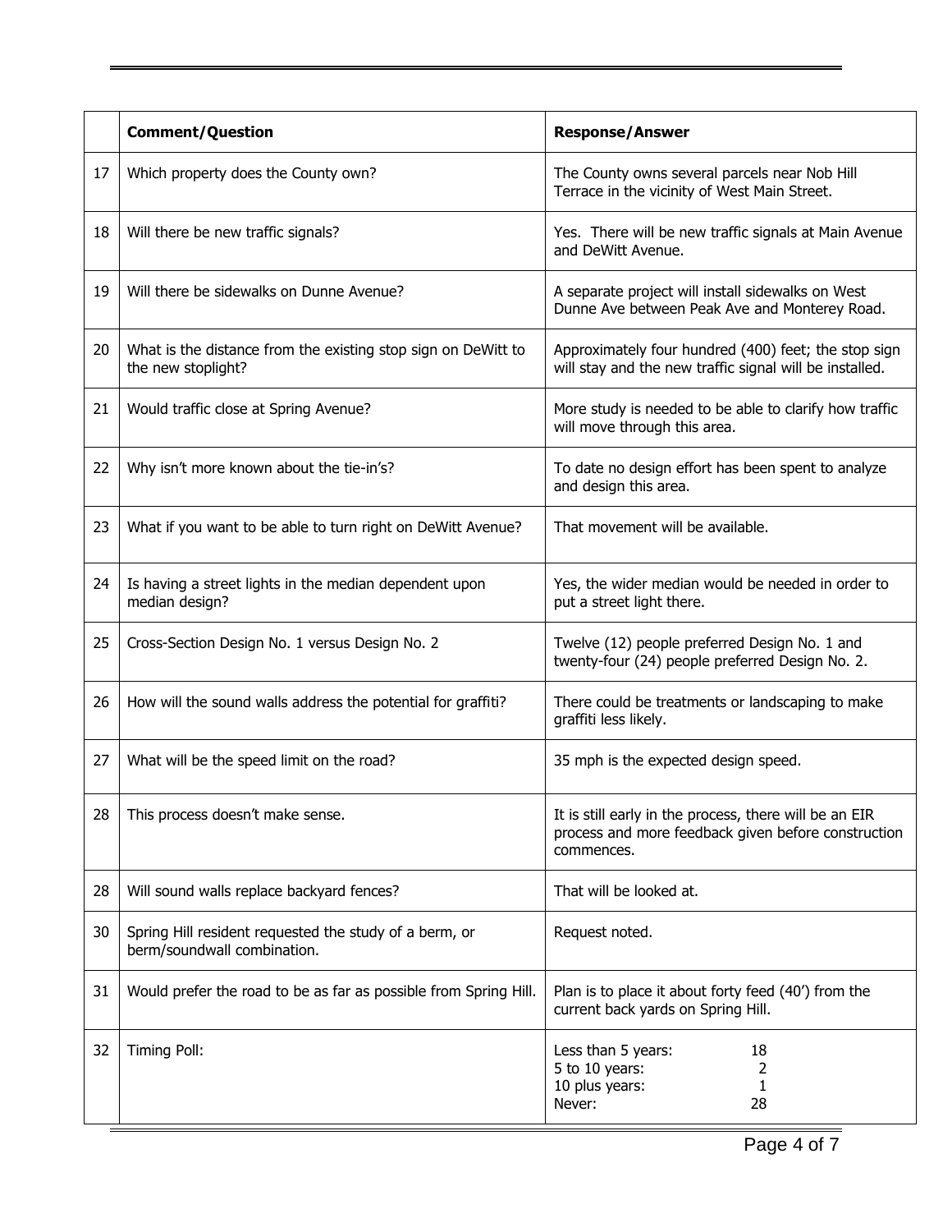|  | **Comment/Question** | **Response/Answer** |
|---|---|---|
| 17 | Which property does the County own? | The County owns several parcels near Nob Hill Terrace in the vicinity of West Main Street. |
| 18 | Will there be new traffic signals? | Yes. There will be new traffic signals at Main Avenue and DeWitt Avenue. |
| 19 | Will there be sidewalks on Dunne Avenue? | A separate project will install sidewalks on West Dunne Ave between Peak Ave and Monterey Road. |
| 20 | What is the distance from the existing stop sign on DeWitt to the new stoplight? | Approximately four hundred (400) feet; the stop sign will stay and the new traffic signal will be installed. |
| 21 | Would traffic close at Spring Avenue? | More study is needed to be able to clarify how traffic will move through this area. |
| 22 | Why isn't more known about the tie-in's? | To date no design effort has been spent to analyze and design this area. |
| 23 | What if you want to be able to turn right on DeWitt Avenue? | That movement will be available. |
| 24 | Is having a street lights in the median dependent upon median design? | Yes, the wider median would be needed in order to put a street light there. |
| 25 | Cross-Section Design No. 1 versus Design No. 2 | Twelve (12) people preferred Design No. 1 and twenty-four (24) people preferred Design No. 2. |
| 26 | How will the sound walls address the potential for graffiti? | There could be treatments or landscaping to make graffiti less likely. |
| 27 | What will be the speed limit on the road? | 35 mph is the expected design speed. |
| 28 | This process doesn't make sense. | It is still early in the process, there will be an EIR process and more feedback given before construction commences. |
| 28 | Will sound walls replace backyard fences? | That will be looked at. |
| 30 | Spring Hill resident requested the study of a berm, or berm/soundwall combination. | Request noted. |
| 31 | Would prefer the road to be as far as possible from Spring Hill. | Plan is to place it about forty feed (40') from the current back yards on Spring Hill. |
| 32 | Timing Poll: | Less than 5 years: 18<br>5 to 10 years: 2<br>10 plus years: 1<br>Never: 28 |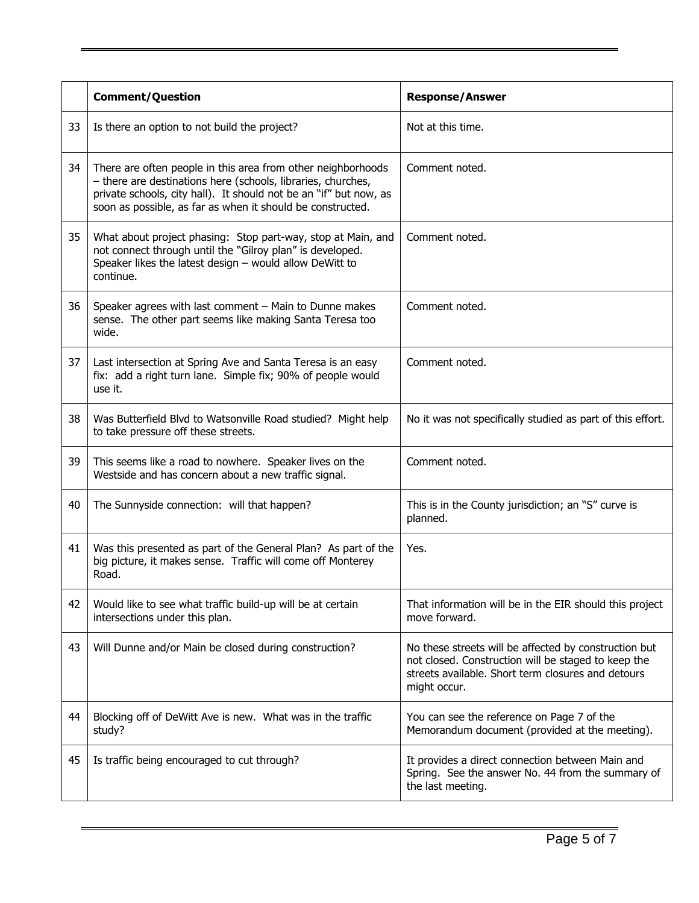| | Comment/Question | Response/Answer |
|---|---|---|
| 33 | Is there an option to not build the project? | Not at this time. |
| 34 | There are often people in this area from other neighborhoods – there are destinations here (schools, libraries, churches, private schools, city hall). It should not be an "if" but now, as soon as possible, as far as when it should be constructed. | Comment noted. |
| 35 | What about project phasing: Stop part-way, stop at Main, and not connect through until the "Gilroy plan" is developed. Speaker likes the latest design – would allow DeWitt to continue. | Comment noted. |
| 36 | Speaker agrees with last comment – Main to Dunne makes sense. The other part seems like making Santa Teresa too wide. | Comment noted. |
| 37 | Last intersection at Spring Ave and Santa Teresa is an easy fix: add a right turn lane. Simple fix; 90% of people would use it. | Comment noted. |
| 38 | Was Butterfield Blvd to Watsonville Road studied? Might help to take pressure off these streets. | No it was not specifically studied as part of this effort. |
| 39 | This seems like a road to nowhere. Speaker lives on the Westside and has concern about a new traffic signal. | Comment noted. |
| 40 | The Sunnyside connection: will that happen? | This is in the County jurisdiction; an "S" curve is planned. |
| 41 | Was this presented as part of the General Plan? As part of the big picture, it makes sense. Traffic will come off Monterey Road. | Yes. |
| 42 | Would like to see what traffic build-up will be at certain intersections under this plan. | That information will be in the EIR should this project move forward. |
| 43 | Will Dunne and/or Main be closed during construction? | No these streets will be affected by construction but not closed. Construction will be staged to keep the streets available. Short term closures and detours might occur. |
| 44 | Blocking off of DeWitt Ave is new. What was in the traffic study? | You can see the reference on Page 7 of the Memorandum document (provided at the meeting). |
| 45 | Is traffic being encouraged to cut through? | It provides a direct connection between Main and Spring. See the answer No. 44 from the summary of the last meeting. |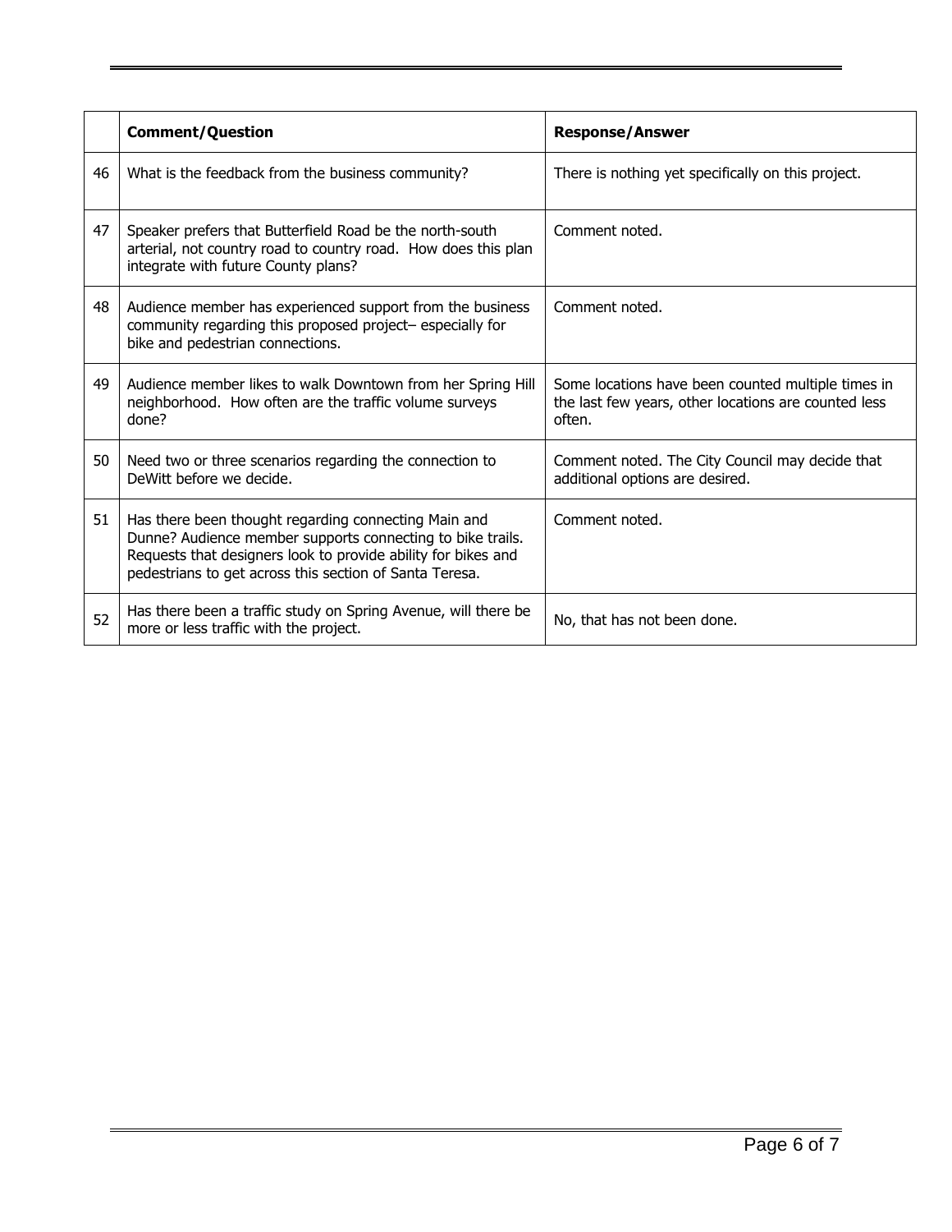| | Comment/Question | Response/Answer |
|---|---|---|
| 46 | What is the feedback from the business community? | There is nothing yet specifically on this project. |
| 47 | Speaker prefers that Butterfield Road be the north-south arterial, not country road to country road. How does this plan integrate with future County plans? | Comment noted. |
| 48 | Audience member has experienced support from the business community regarding this proposed project– especially for bike and pedestrian connections. | Comment noted. |
| 49 | Audience member likes to walk Downtown from her Spring Hill neighborhood. How often are the traffic volume surveys done? | Some locations have been counted multiple times in the last few years, other locations are counted less often. |
| 50 | Need two or three scenarios regarding the connection to DeWitt before we decide. | Comment noted. The City Council may decide that additional options are desired. |
| 51 | Has there been thought regarding connecting Main and Dunne? Audience member supports connecting to bike trails. Requests that designers look to provide ability for bikes and pedestrians to get across this section of Santa Teresa. | Comment noted. |
| 52 | Has there been a traffic study on Spring Avenue, will there be more or less traffic with the project. | No, that has not been done. |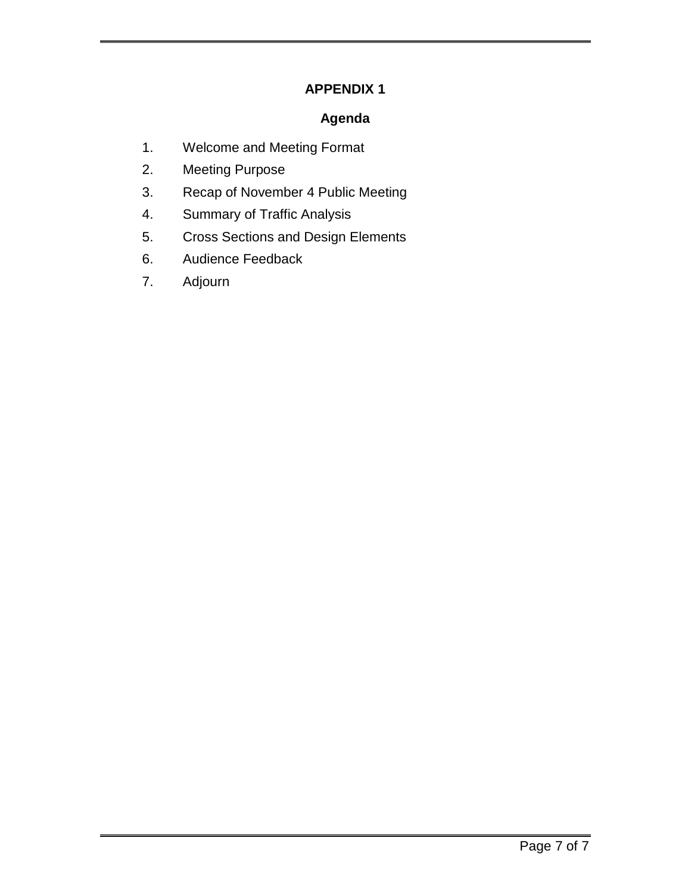# APPENDIX 1

## Agenda

1. Welcome and Meeting Format
2. Meeting Purpose
3. Recap of November 4 Public Meeting
4. Summary of Traffic Analysis
5. Cross Sections and Design Elements
6. Audience Feedback
7. Adjourn